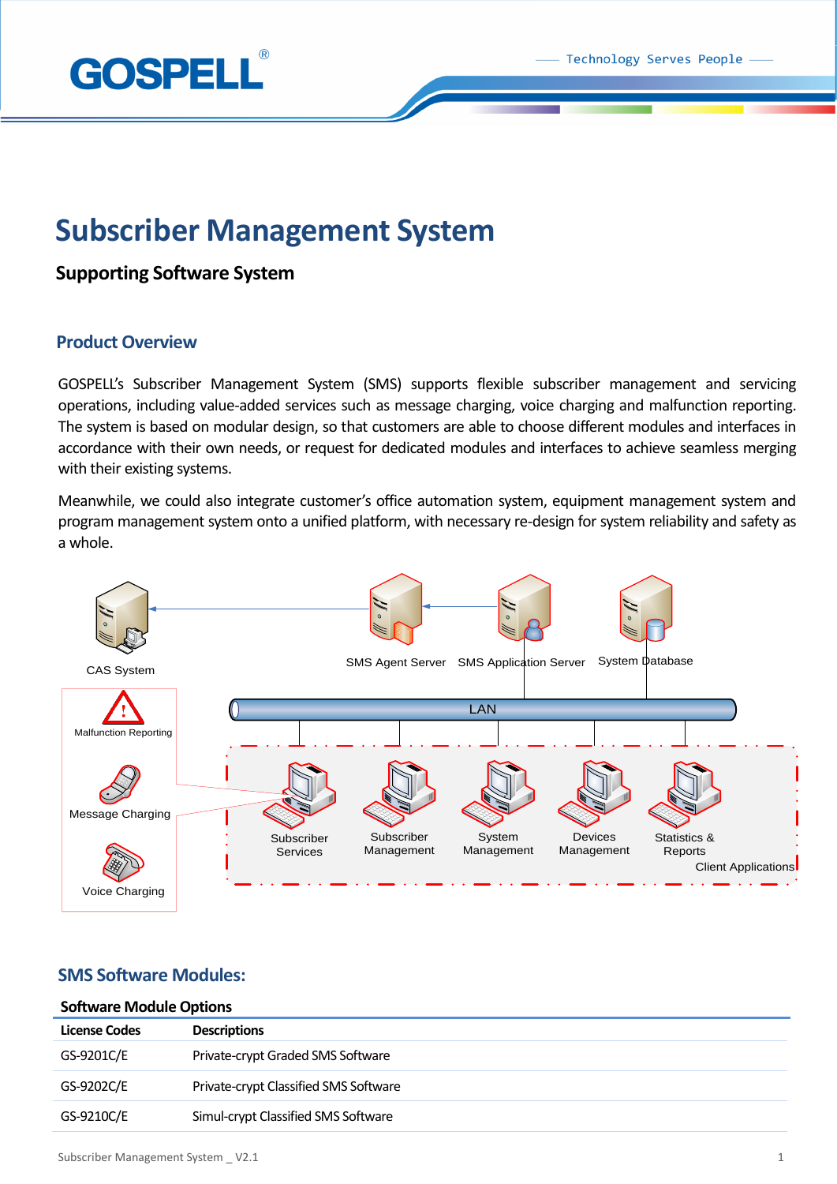# Subscriber Management System

**Supporting Software System**

## Product Overview

GOSPELL's Subscriber Management System (SMS) supports flexible subscriber management and servicing operations, including value-added services such as message charging, voice charging and malfunction reporting. The system is based on modular design, so that customers are able to choose different modules and interfaces in accordance with their own needs, or request for dedicated modules and interfaces to achieve seamless merging with their existing systems.

Meanwhile, we could also integrate customer's office automation system, equipment management system and program management system onto a unified platform, with necessary re-design for system reliability and safety as a whole.

CAS System | SMS Agent Server | SMS Application Server | System Database | LAN | Malfunction Reporting | Message Charging | Voice Charging | Subscriber Services | Subscriber Management | System Management | Devices Management | Statistics & Reports | Client Applications

## SMS Software Modules:

**Software Module Options**

| License Codes | Descriptions |
|---|---|
| GS-9201C/E | Private-crypt Graded SMS Software |
| GS-9202C/E | Private-crypt Classified SMS Software |
| GS-9210C/E | Simul-crypt Classified SMS Software |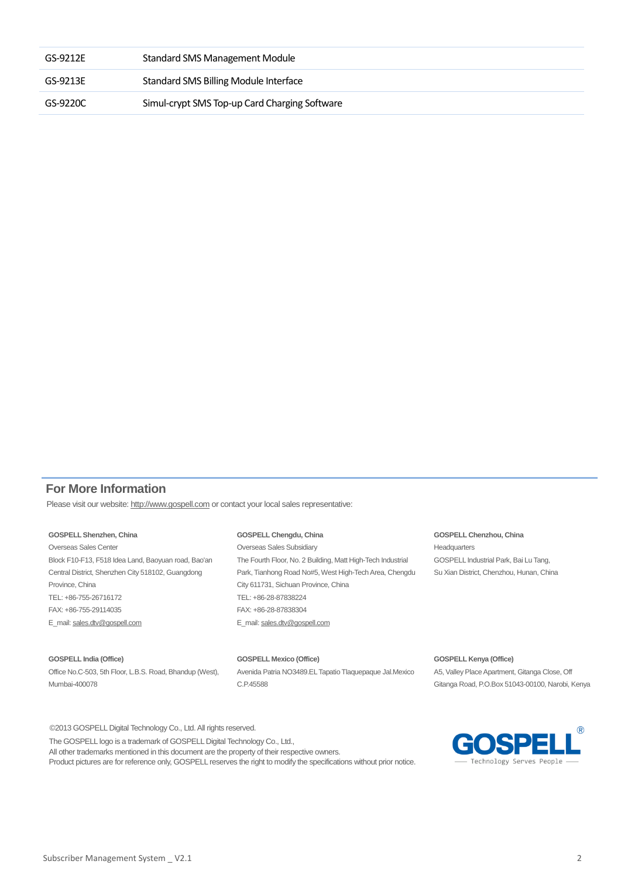| | |
|---|---|
| GS-9212E | Standard SMS Management Module |
| GS-9213E | Standard SMS Billing Module Interface |
| GS-9220C | Simul-crypt SMS Top-up Card Charging Software |

## For More Information

Please visit our website: http://www.gospell.com or contact your local sales representative:

**GOSPELL Shenzhen, China**
Overseas Sales Center
Block F10-F13, F518 Idea Land, Baoyuan road, Bao'an Central District, Shenzhen City 518102, Guangdong Province, China
TEL: +86-755-26716172
FAX: +86-755-29114035
E_mail: sales.dtv@gospell.com

**GOSPELL Chengdu, China**
Overseas Sales Subsidiary
The Fourth Floor, No. 2 Building, Matt High-Tech Industrial Park, Tianhong Road No#5, West High-Tech Area, Chengdu City 611731, Sichuan Province, China
TEL: +86-28-87838224
FAX: +86-28-87838304
E_mail: sales.dtv@gospell.com

**GOSPELL Chenzhou, China**
Headquarters
GOSPELL Industrial Park, Bai Lu Tang, Su Xian District, Chenzhou, Hunan, China

**GOSPELL India (Office)**
Office No.C-503, 5th Floor, L.B.S. Road, Bhandup (West), Mumbai-400078

**GOSPELL Mexico (Office)**
Avenida Patria NO3489.EL Tapatio Tlaquepaque Jal.Mexico C.P.45588

**GOSPELL Kenya (Office)**
A5, Valley Place Apartment, Gitanga Close, Off Gitanga Road, P.O.Box 51043-00100, Narobi, Kenya

©2013 GOSPELL Digital Technology Co., Ltd. All rights reserved.

The GOSPELL logo is a trademark of GOSPELL Digital Technology Co., Ltd.,
All other trademarks mentioned in this document are the property of their respective owners.
Product pictures are for reference only, GOSPELL reserves the right to modify the specifications without prior notice.

GOSPELL®
Technology Serves People